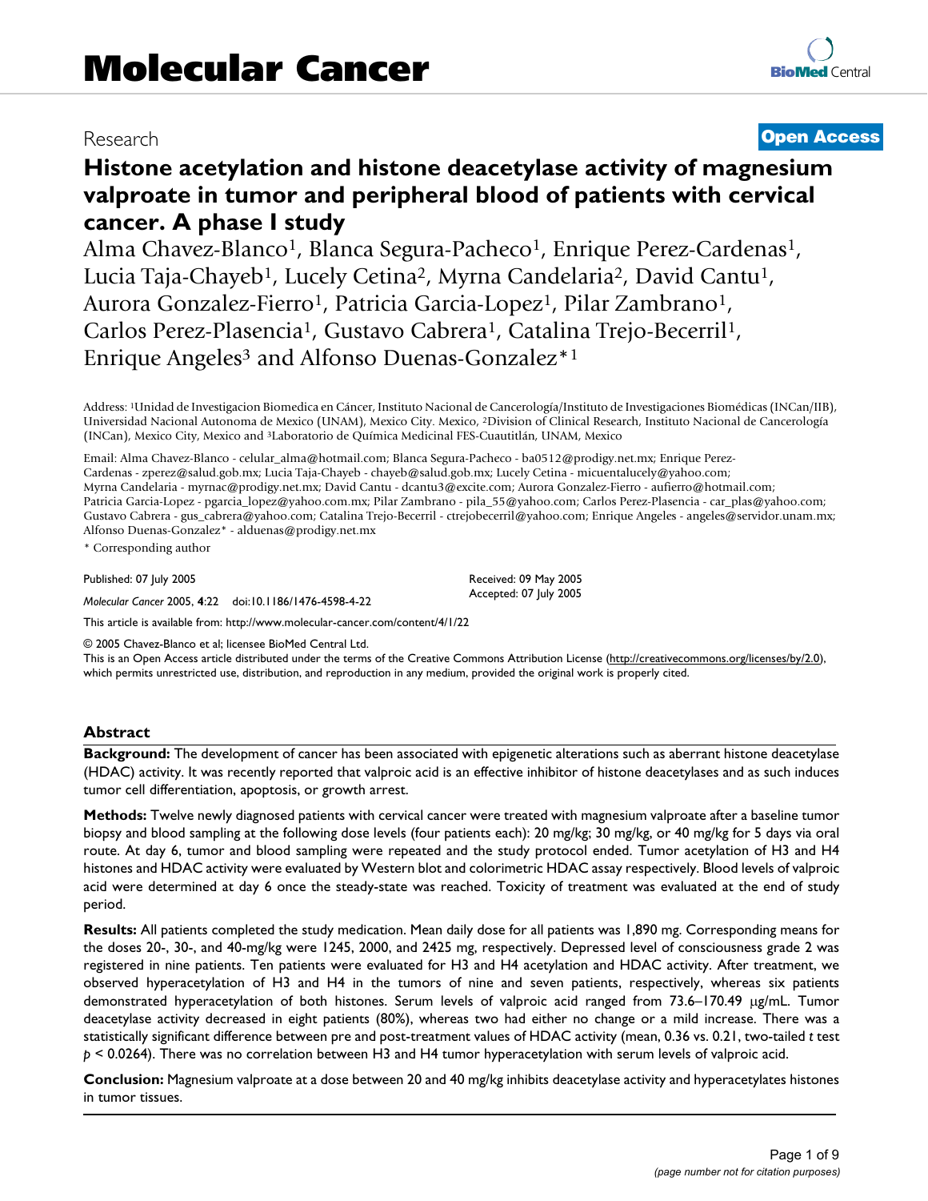# Molecular Cancer

Research

**Open Access**

# Histone acetylation and histone deacetylase activity of magnesium valproate in tumor and peripheral blood of patients with cervical cancer. A phase I study

Alma Chavez-Blanco[1], Blanca Segura-Pacheco[1], Enrique Perez-Cardenas[1], Lucia Taja-Chayeb[1], Lucely Cetina[2], Myrna Candelaria[2], David Cantu[1], Aurora Gonzalez-Fierro[1], Patricia Garcia-Lopez[1], Pilar Zambrano[1], Carlos Perez-Plasencia[1], Gustavo Cabrera[1], Catalina Trejo-Becerril[1], Enrique Angeles[3] and Alfonso Duenas-Gonzalez*[1]

Address: [1]Unidad de Investigacion Biomedica en Cáncer, Instituto Nacional de Cancerología/Instituto de Investigaciones Biomédicas (INCan/IIB), Universidad Nacional Autonoma de Mexico (UNAM), Mexico City. Mexico, [2]Division of Clinical Research, Instituto Nacional de Cancerología (INCan), Mexico City, Mexico and [3]Laboratorio de Química Medicinal FES-Cuautitlán, UNAM, Mexico

Email: Alma Chavez-Blanco - celular_alma@hotmail.com; Blanca Segura-Pacheco - ba0512@prodigy.net.mx; Enrique Perez-Cardenas - zperez@salud.gob.mx; Lucia Taja-Chayeb - chayeb@salud.gob.mx; Lucely Cetina - micuentalucely@yahoo.com; Myrna Candelaria - myrnac@prodigy.net.mx; David Cantu - dcantu3@excite.com; Aurora Gonzalez-Fierro - aufierro@hotmail.com; Patricia Garcia-Lopez - pgarcia_lopez@yahoo.com.mx; Pilar Zambrano - pila_55@yahoo.com; Carlos Perez-Plasencia - car_plas@yahoo.com; Gustavo Cabrera - gus_cabrera@yahoo.com; Catalina Trejo-Becerril - ctrejobecerril@yahoo.com; Enrique Angeles - angeles@servidor.unam.mx; Alfonso Duenas-Gonzalez* - alduenas@prodigy.net.mx

\* Corresponding author

Published: 07 July 2005

*Molecular Cancer* 2005, **4**:22 doi:10.1186/1476-4598-4-22

Received: 09 May 2005
Accepted: 07 July 2005

This article is available from: http://www.molecular-cancer.com/content/4/1/22

© 2005 Chavez-Blanco et al; licensee BioMed Central Ltd.
This is an Open Access article distributed under the terms of the Creative Commons Attribution License (http://creativecommons.org/licenses/by/2.0), which permits unrestricted use, distribution, and reproduction in any medium, provided the original work is properly cited.

## Abstract

**Background:** The development of cancer has been associated with epigenetic alterations such as aberrant histone deacetylase (HDAC) activity. It was recently reported that valproic acid is an effective inhibitor of histone deacetylases and as such induces tumor cell differentiation, apoptosis, or growth arrest.

**Methods:** Twelve newly diagnosed patients with cervical cancer were treated with magnesium valproate after a baseline tumor biopsy and blood sampling at the following dose levels (four patients each): 20 mg/kg; 30 mg/kg, or 40 mg/kg for 5 days via oral route. At day 6, tumor and blood sampling were repeated and the study protocol ended. Tumor acetylation of H3 and H4 histones and HDAC activity were evaluated by Western blot and colorimetric HDAC assay respectively. Blood levels of valproic acid were determined at day 6 once the steady-state was reached. Toxicity of treatment was evaluated at the end of study period.

**Results:** All patients completed the study medication. Mean daily dose for all patients was 1,890 mg. Corresponding means for the doses 20-, 30-, and 40-mg/kg were 1245, 2000, and 2425 mg, respectively. Depressed level of consciousness grade 2 was registered in nine patients. Ten patients were evaluated for H3 and H4 acetylation and HDAC activity. After treatment, we observed hyperacetylation of H3 and H4 in the tumors of nine and seven patients, respectively, whereas six patients demonstrated hyperacetylation of both histones. Serum levels of valproic acid ranged from 73.6–170.49 μg/mL. Tumor deacetylase activity decreased in eight patients (80%), whereas two had either no change or a mild increase. There was a statistically significant difference between pre and post-treatment values of HDAC activity (mean, 0.36 vs. 0.21, two-tailed *t* test $p < 0.0264$). There was no correlation between H3 and H4 tumor hyperacetylation with serum levels of valproic acid.

**Conclusion:** Magnesium valproate at a dose between 20 and 40 mg/kg inhibits deacetylase activity and hyperacetylates histones in tumor tissues.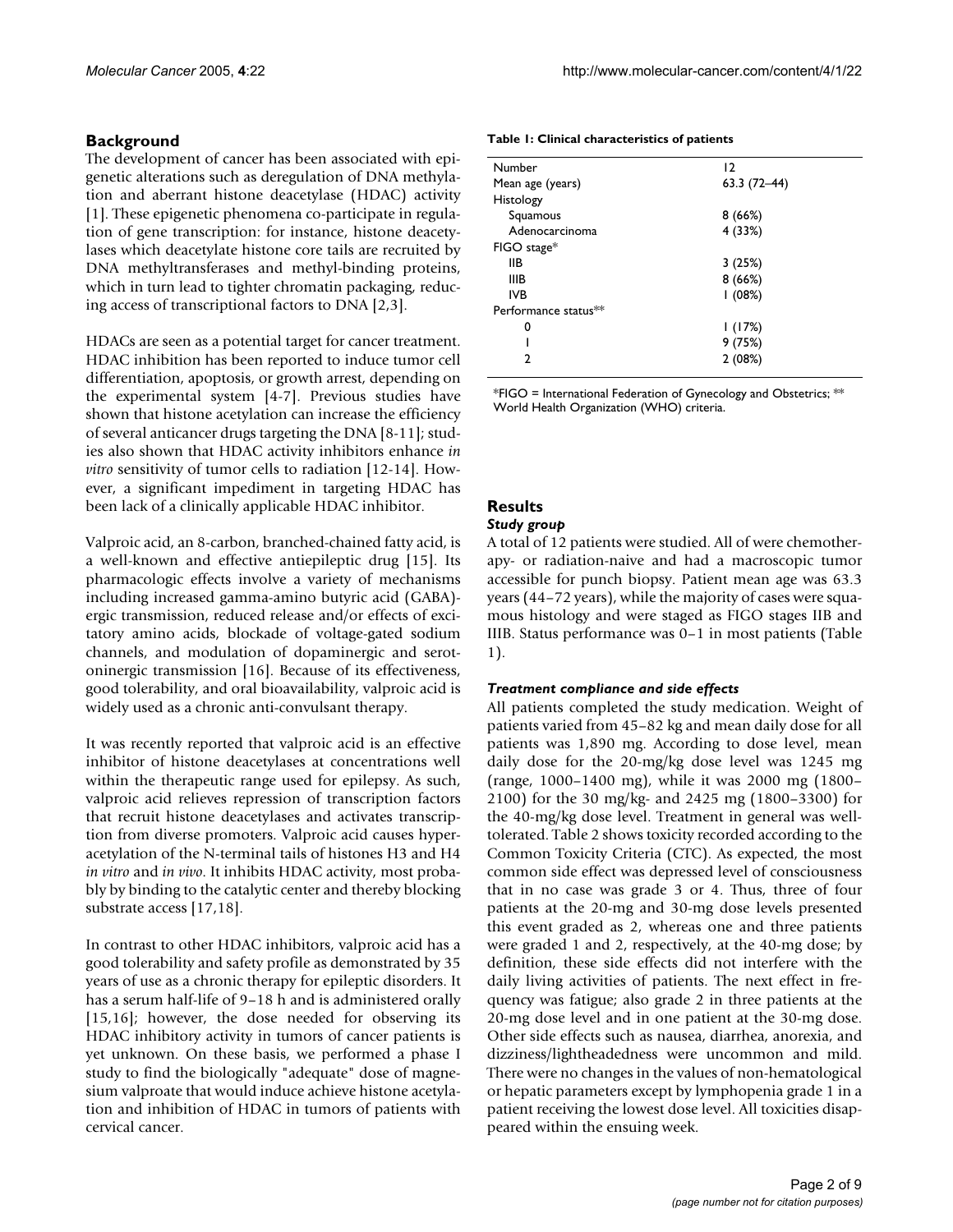## Background

The development of cancer has been associated with epigenetic alterations such as deregulation of DNA methylation and aberrant histone deacetylase (HDAC) activity [1]. These epigenetic phenomena co-participate in regulation of gene transcription: for instance, histone deacetylases which deacetylate histone core tails are recruited by DNA methyltransferases and methyl-binding proteins, which in turn lead to tighter chromatin packaging, reducing access of transcriptional factors to DNA [2,3].

HDACs are seen as a potential target for cancer treatment. HDAC inhibition has been reported to induce tumor cell differentiation, apoptosis, or growth arrest, depending on the experimental system [4-7]. Previous studies have shown that histone acetylation can increase the efficiency of several anticancer drugs targeting the DNA [8-11]; studies also shown that HDAC activity inhibitors enhance *in vitro* sensitivity of tumor cells to radiation [12-14]. However, a significant impediment in targeting HDAC has been lack of a clinically applicable HDAC inhibitor.

Valproic acid, an 8-carbon, branched-chained fatty acid, is a well-known and effective antiepileptic drug [15]. Its pharmacologic effects involve a variety of mechanisms including increased gamma-amino butyric acid (GABA)-ergic transmission, reduced release and/or effects of excitatory amino acids, blockade of voltage-gated sodium channels, and modulation of dopaminergic and serotoninergic transmission [16]. Because of its effectiveness, good tolerability, and oral bioavailability, valproic acid is widely used as a chronic anti-convulsant therapy.

It was recently reported that valproic acid is an effective inhibitor of histone deacetylases at concentrations well within the therapeutic range used for epilepsy. As such, valproic acid relieves repression of transcription factors that recruit histone deacetylases and activates transcription from diverse promoters. Valproic acid causes hyperacetylation of the N-terminal tails of histones H3 and H4 *in vitro* and *in vivo*. It inhibits HDAC activity, most probably by binding to the catalytic center and thereby blocking substrate access [17,18].

In contrast to other HDAC inhibitors, valproic acid has a good tolerability and safety profile as demonstrated by 35 years of use as a chronic therapy for epileptic disorders. It has a serum half-life of 9–18 h and is administered orally [15,16]; however, the dose needed for observing its HDAC inhibitory activity in tumors of cancer patients is yet unknown. On these basis, we performed a phase I study to find the biologically "adequate" dose of magnesium valproate that would induce achieve histone acetylation and inhibition of HDAC in tumors of patients with cervical cancer.

**Table 1: Clinical characteristics of patients**

| | |
|---|---|
| Number | 12 |
| Mean age (years) | 63.3 (72–44) |
| Histology | |
| Squamous | 8 (66%) |
| Adenocarcinoma | 4 (33%) |
| FIGO stage* | |
| IIB | 3 (25%) |
| IIIB | 8 (66%) |
| IVB | 1 (08%) |
| Performance status** | |
| 0 | 1 (17%) |
| 1 | 9 (75%) |
| 2 | 2 (08%) |

*FIGO = International Federation of Gynecology and Obstetrics; ** World Health Organization (WHO) criteria.

## Results

### *Study group*

A total of 12 patients were studied. All of were chemotherapy- or radiation-naive and had a macroscopic tumor accessible for punch biopsy. Patient mean age was 63.3 years (44–72 years), while the majority of cases were squamous histology and were staged as FIGO stages IIB and IIIB. Status performance was 0–1 in most patients (Table 1).

### *Treatment compliance and side effects*

All patients completed the study medication. Weight of patients varied from 45–82 kg and mean daily dose for all patients was 1,890 mg. According to dose level, mean daily dose for the 20-mg/kg dose level was 1245 mg (range, 1000–1400 mg), while it was 2000 mg (1800–2100) for the 30 mg/kg- and 2425 mg (1800–3300) for the 40-mg/kg dose level. Treatment in general was well-tolerated. Table 2 shows toxicity recorded according to the Common Toxicity Criteria (CTC). As expected, the most common side effect was depressed level of consciousness that in no case was grade 3 or 4. Thus, three of four patients at the 20-mg and 30-mg dose levels presented this event graded as 2, whereas one and three patients were graded 1 and 2, respectively, at the 40-mg dose; by definition, these side effects did not interfere with the daily living activities of patients. The next effect in frequency was fatigue; also grade 2 in three patients at the 20-mg dose level and in one patient at the 30-mg dose. Other side effects such as nausea, diarrhea, anorexia, and dizziness/lightheadedness were uncommon and mild. There were no changes in the values of non-hematological or hepatic parameters except by lymphopenia grade 1 in a patient receiving the lowest dose level. All toxicities disappeared within the ensuing week.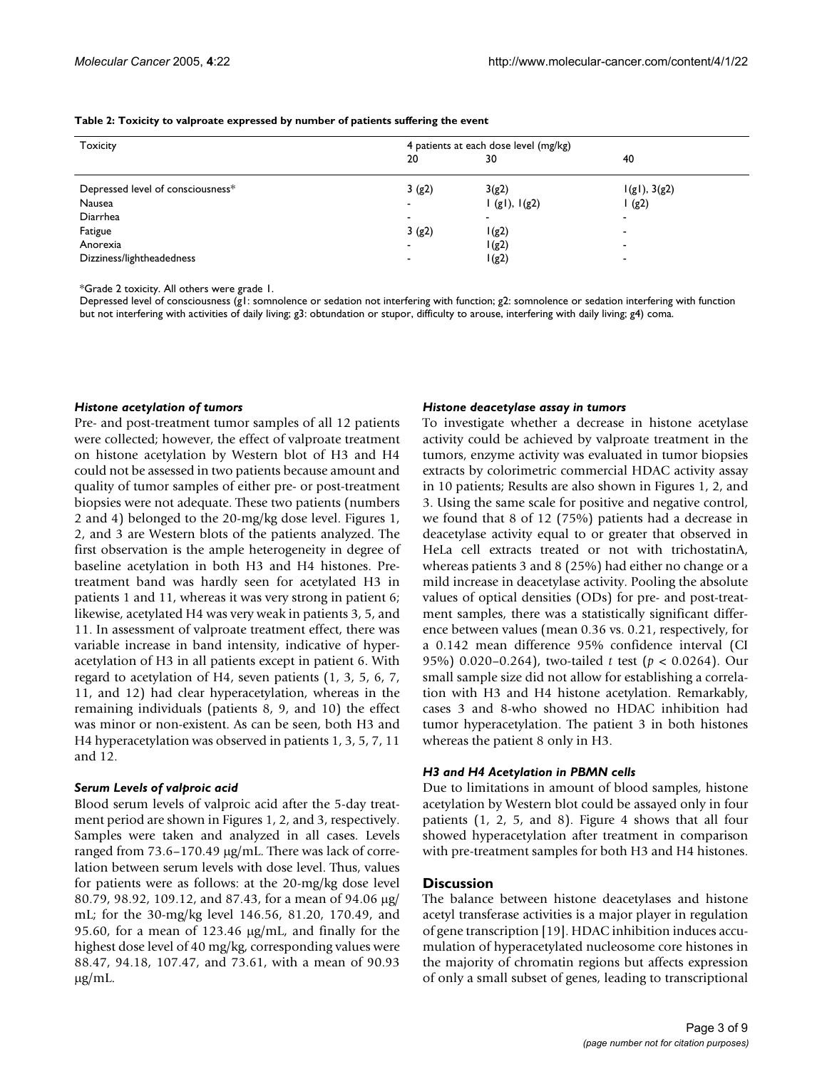**Table 2: Toxicity to valproate expressed by number of patients suffering the event**

| Toxicity | 4 patients at each dose level (mg/kg) | | |
|---|---|---|---|
| | 20 | 30 | 40 |
| Depressed level of consciousness* | 3 (g2) | 3(g2) | 1(g1), 3(g2) |
| Nausea | - | 1 (g1), 1(g2) | 1 (g2) |
| Diarrhea | - | - | - |
| Fatigue | 3 (g2) | 1(g2) | - |
| Anorexia | - | 1(g2) | - |
| Dizziness/lightheadedness | - | 1(g2) | - |

*Grade 2 toxicity. All others were grade 1.
Depressed level of consciousness (g1: somnolence or sedation not interfering with function; g2: somnolence or sedation interfering with function but not interfering with activities of daily living; g3: obtundation or stupor, difficulty to arouse, interfering with daily living; g4) coma.

### *Histone acetylation of tumors*

Pre- and post-treatment tumor samples of all 12 patients were collected; however, the effect of valproate treatment on histone acetylation by Western blot of H3 and H4 could not be assessed in two patients because amount and quality of tumor samples of either pre- or post-treatment biopsies were not adequate. These two patients (numbers 2 and 4) belonged to the 20-mg/kg dose level. Figures 1, 2, and 3 are Western blots of the patients analyzed. The first observation is the ample heterogeneity in degree of baseline acetylation in both H3 and H4 histones. Pre-treatment band was hardly seen for acetylated H3 in patients 1 and 11, whereas it was very strong in patient 6; likewise, acetylated H4 was very weak in patients 3, 5, and 11. In assessment of valproate treatment effect, there was variable increase in band intensity, indicative of hyperacetylation of H3 in all patients except in patient 6. With regard to acetylation of H4, seven patients (1, 3, 5, 6, 7, 11, and 12) had clear hyperacetylation, whereas in the remaining individuals (patients 8, 9, and 10) the effect was minor or non-existent. As can be seen, both H3 and H4 hyperacetylation was observed in patients 1, 3, 5, 7, 11 and 12.

### *Serum Levels of valproic acid*

Blood serum levels of valproic acid after the 5-day treatment period are shown in Figures 1, 2, and 3, respectively. Samples were taken and analyzed in all cases. Levels ranged from 73.6–170.49 μg/mL. There was lack of correlation between serum levels with dose level. Thus, values for patients were as follows: at the 20-mg/kg dose level 80.79, 98.92, 109.12, and 87.43, for a mean of 94.06 μg/mL; for the 30-mg/kg level 146.56, 81.20, 170.49, and 95.60, for a mean of 123.46 μg/mL, and finally for the highest dose level of 40 mg/kg, corresponding values were 88.47, 94.18, 107.47, and 73.61, with a mean of 90.93 μg/mL.

### *Histone deacetylase assay in tumors*

To investigate whether a decrease in histone acetylase activity could be achieved by valproate treatment in the tumors, enzyme activity was evaluated in tumor biopsies extracts by colorimetric commercial HDAC activity assay in 10 patients; Results are also shown in Figures 1, 2, and 3. Using the same scale for positive and negative control, we found that 8 of 12 (75%) patients had a decrease in deacetylase activity equal to or greater that observed in HeLa cell extracts treated or not with trichostatinA, whereas patients 3 and 8 (25%) had either no change or a mild increase in deacetylase activity. Pooling the absolute values of optical densities (ODs) for pre- and post-treatment samples, there was a statistically significant difference between values (mean 0.36 vs. 0.21, respectively, for a 0.142 mean difference 95% confidence interval (CI 95%) 0.020–0.264), two-tailed *t* test ($p < 0.0264$). Our small sample size did not allow for establishing a correlation with H3 and H4 histone acetylation. Remarkably, cases 3 and 8-who showed no HDAC inhibition had tumor hyperacetylation. The patient 3 in both histones whereas the patient 8 only in H3.

### *H3 and H4 Acetylation in PBMN cells*

Due to limitations in amount of blood samples, histone acetylation by Western blot could be assayed only in four patients (1, 2, 5, and 8). Figure 4 shows that all four showed hyperacetylation after treatment in comparison with pre-treatment samples for both H3 and H4 histones.

## Discussion

The balance between histone deacetylases and histone acetyl transferase activities is a major player in regulation of gene transcription [19]. HDAC inhibition induces accumulation of hyperacetylated nucleosome core histones in the majority of chromatin regions but affects expression of only a small subset of genes, leading to transcriptional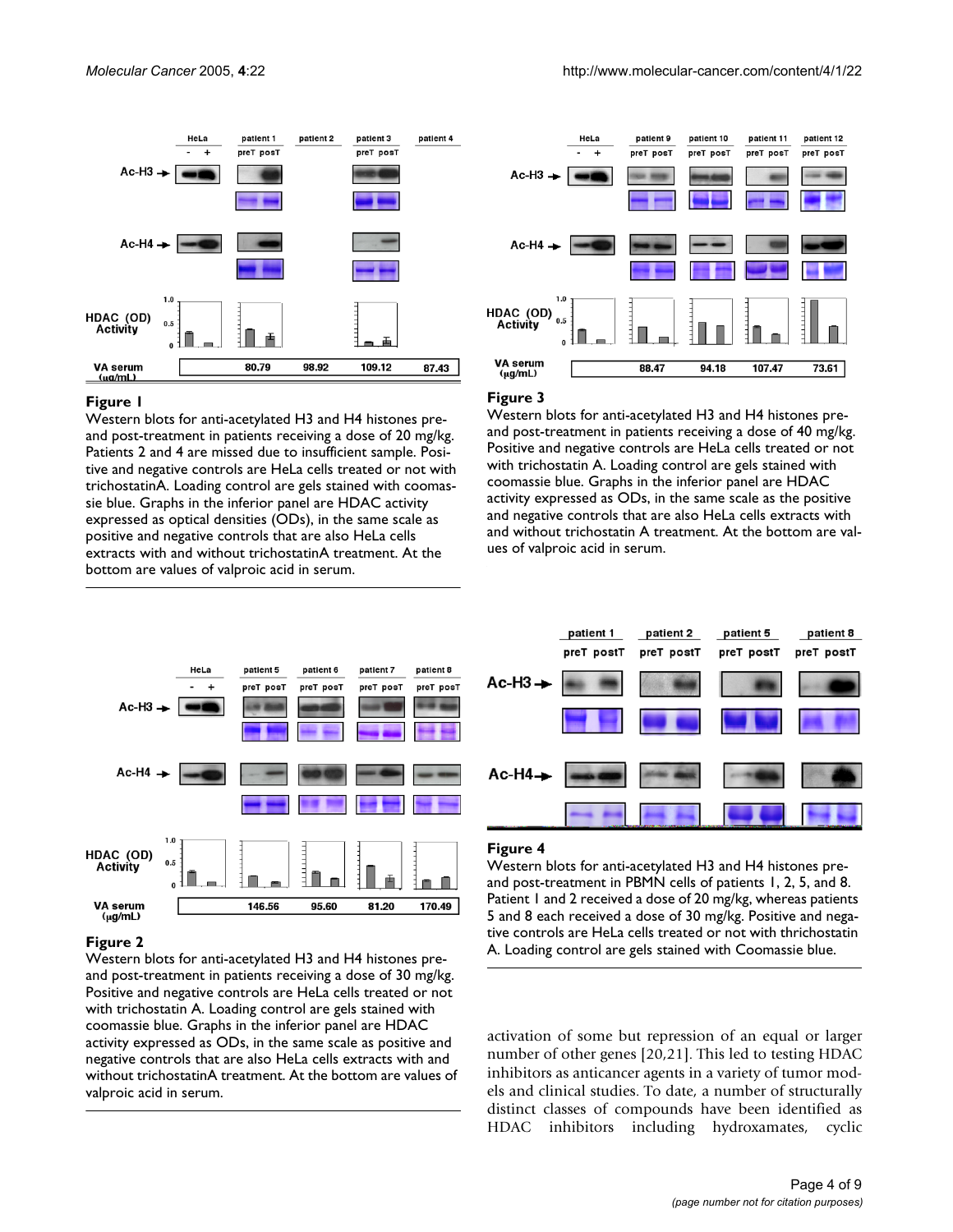**Figure 1**

Western blots for anti-acetylated H3 and H4 histones pre- and post-treatment in patients receiving a dose of 20 mg/kg. Patients 2 and 4 are missed due to insufficient sample. Positive and negative controls are HeLa cells treated or not with trichostatinA. Loading control are gels stained with coomassie blue. Graphs in the inferior panel are HDAC activity expressed as optical densities (ODs), in the same scale as positive and negative controls that are also HeLa cells extracts with and without trichostatinA treatment. At the bottom are values of valproic acid in serum.

**Figure 3**

Western blots for anti-acetylated H3 and H4 histones pre- and post-treatment in patients receiving a dose of 40 mg/kg. Positive and negative controls are HeLa cells treated or not with trichostatin A. Loading control are gels stained with coomassie blue. Graphs in the inferior panel are HDAC activity expressed as ODs, in the same scale as the positive and negative controls that are also HeLa cells extracts with and without trichostatin A treatment. At the bottom are values of valproic acid in serum.

**Figure 2**

Western blots for anti-acetylated H3 and H4 histones pre- and post-treatment in patients receiving a dose of 30 mg/kg. Positive and negative controls are HeLa cells treated or not with trichostatin A. Loading control are gels stained with coomassie blue. Graphs in the inferior panel are HDAC activity expressed as ODs, in the same scale as positive and negative controls that are also HeLa cells extracts with and without trichostatinA treatment. At the bottom are values of valproic acid in serum.

**Figure 4**

Western blots for anti-acetylated H3 and H4 histones pre- and post-treatment in PBMN cells of patients 1, 2, 5, and 8. Patient 1 and 2 received a dose of 20 mg/kg, whereas patients 5 and 8 each received a dose of 30 mg/kg. Positive and negative controls are HeLa cells treated or not with thrichostatin A. Loading control are gels stained with Coomassie blue.

activation of some but repression of an equal or larger number of other genes [20,21]. This led to testing HDAC inhibitors as anticancer agents in a variety of tumor models and clinical studies. To date, a number of structurally distinct classes of compounds have been identified as HDAC inhibitors including hydroxamates, cyclic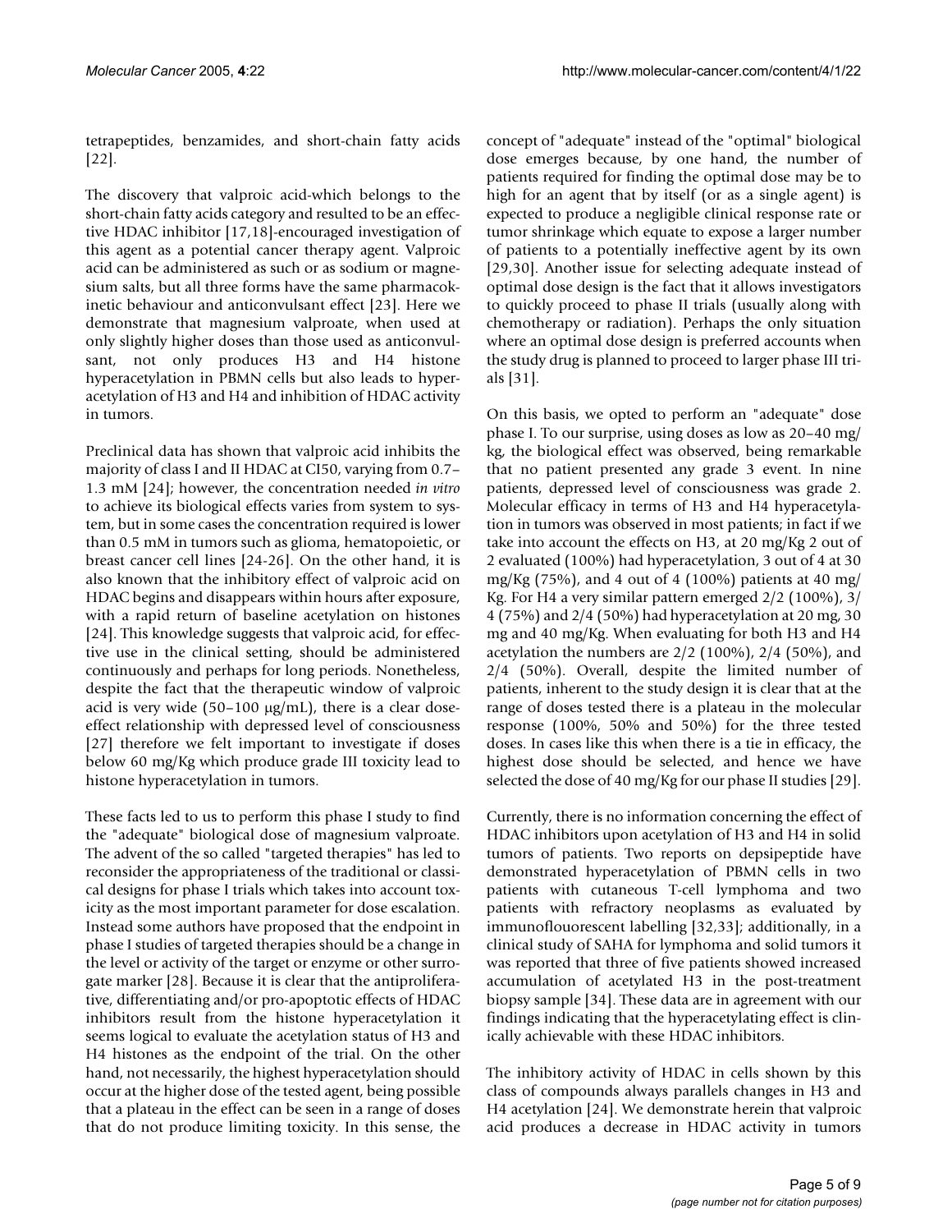tetrapeptides, benzamides, and short-chain fatty acids [22].

The discovery that valproic acid-which belongs to the short-chain fatty acids category and resulted to be an effective HDAC inhibitor [17,18]-encouraged investigation of this agent as a potential cancer therapy agent. Valproic acid can be administered as such or as sodium or magnesium salts, but all three forms have the same pharmacokinetic behaviour and anticonvulsant effect [23]. Here we demonstrate that magnesium valproate, when used at only slightly higher doses than those used as anticonvulsant, not only produces H3 and H4 histone hyperacetylation in PBMN cells but also leads to hyperacetylation of H3 and H4 and inhibition of HDAC activity in tumors.

Preclinical data has shown that valproic acid inhibits the majority of class I and II HDAC at CI50, varying from 0.7–1.3 mM [24]; however, the concentration needed *in vitro* to achieve its biological effects varies from system to system, but in some cases the concentration required is lower than 0.5 mM in tumors such as glioma, hematopoietic, or breast cancer cell lines [24-26]. On the other hand, it is also known that the inhibitory effect of valproic acid on HDAC begins and disappears within hours after exposure, with a rapid return of baseline acetylation on histones [24]. This knowledge suggests that valproic acid, for effective use in the clinical setting, should be administered continuously and perhaps for long periods. Nonetheless, despite the fact that the therapeutic window of valproic acid is very wide (50–100 μg/mL), there is a clear dose-effect relationship with depressed level of consciousness [27] therefore we felt important to investigate if doses below 60 mg/Kg which produce grade III toxicity lead to histone hyperacetylation in tumors.

These facts led to us to perform this phase I study to find the "adequate" biological dose of magnesium valproate. The advent of the so called "targeted therapies" has led to reconsider the appropriateness of the traditional or classical designs for phase I trials which takes into account toxicity as the most important parameter for dose escalation. Instead some authors have proposed that the endpoint in phase I studies of targeted therapies should be a change in the level or activity of the target or enzyme or other surrogate marker [28]. Because it is clear that the antiproliferative, differentiating and/or pro-apoptotic effects of HDAC inhibitors result from the histone hyperacetylation it seems logical to evaluate the acetylation status of H3 and H4 histones as the endpoint of the trial. On the other hand, not necessarily, the highest hyperacetylation should occur at the higher dose of the tested agent, being possible that a plateau in the effect can be seen in a range of doses that do not produce limiting toxicity. In this sense, the concept of "adequate" instead of the "optimal" biological dose emerges because, by one hand, the number of patients required for finding the optimal dose may be to high for an agent that by itself (or as a single agent) is expected to produce a negligible clinical response rate or tumor shrinkage which equate to expose a larger number of patients to a potentially ineffective agent by its own [29,30]. Another issue for selecting adequate instead of optimal dose design is the fact that it allows investigators to quickly proceed to phase II trials (usually along with chemotherapy or radiation). Perhaps the only situation where an optimal dose design is preferred accounts when the study drug is planned to proceed to larger phase III trials [31].

On this basis, we opted to perform an "adequate" dose phase I. To our surprise, using doses as low as 20–40 mg/kg, the biological effect was observed, being remarkable that no patient presented any grade 3 event. In nine patients, depressed level of consciousness was grade 2. Molecular efficacy in terms of H3 and H4 hyperacetylation in tumors was observed in most patients; in fact if we take into account the effects on H3, at 20 mg/Kg 2 out of 2 evaluated (100%) had hyperacetylation, 3 out of 4 at 30 mg/Kg (75%), and 4 out of 4 (100%) patients at 40 mg/Kg. For H4 a very similar pattern emerged 2/2 (100%), 3/4 (75%) and 2/4 (50%) had hyperacetylation at 20 mg, 30 mg and 40 mg/Kg. When evaluating for both H3 and H4 acetylation the numbers are 2/2 (100%), 2/4 (50%), and 2/4 (50%). Overall, despite the limited number of patients, inherent to the study design it is clear that at the range of doses tested there is a plateau in the molecular response (100%, 50% and 50%) for the three tested doses. In cases like this when there is a tie in efficacy, the highest dose should be selected, and hence we have selected the dose of 40 mg/Kg for our phase II studies [29].

Currently, there is no information concerning the effect of HDAC inhibitors upon acetylation of H3 and H4 in solid tumors of patients. Two reports on depsipeptide have demonstrated hyperacetylation of PBMN cells in two patients with cutaneous T-cell lymphoma and two patients with refractory neoplasms as evaluated by immunoflouorescent labelling [32,33]; additionally, in a clinical study of SAHA for lymphoma and solid tumors it was reported that three of five patients showed increased accumulation of acetylated H3 in the post-treatment biopsy sample [34]. These data are in agreement with our findings indicating that the hyperacetylating effect is clinically achievable with these HDAC inhibitors.

The inhibitory activity of HDAC in cells shown by this class of compounds always parallels changes in H3 and H4 acetylation [24]. We demonstrate herein that valproic acid produces a decrease in HDAC activity in tumors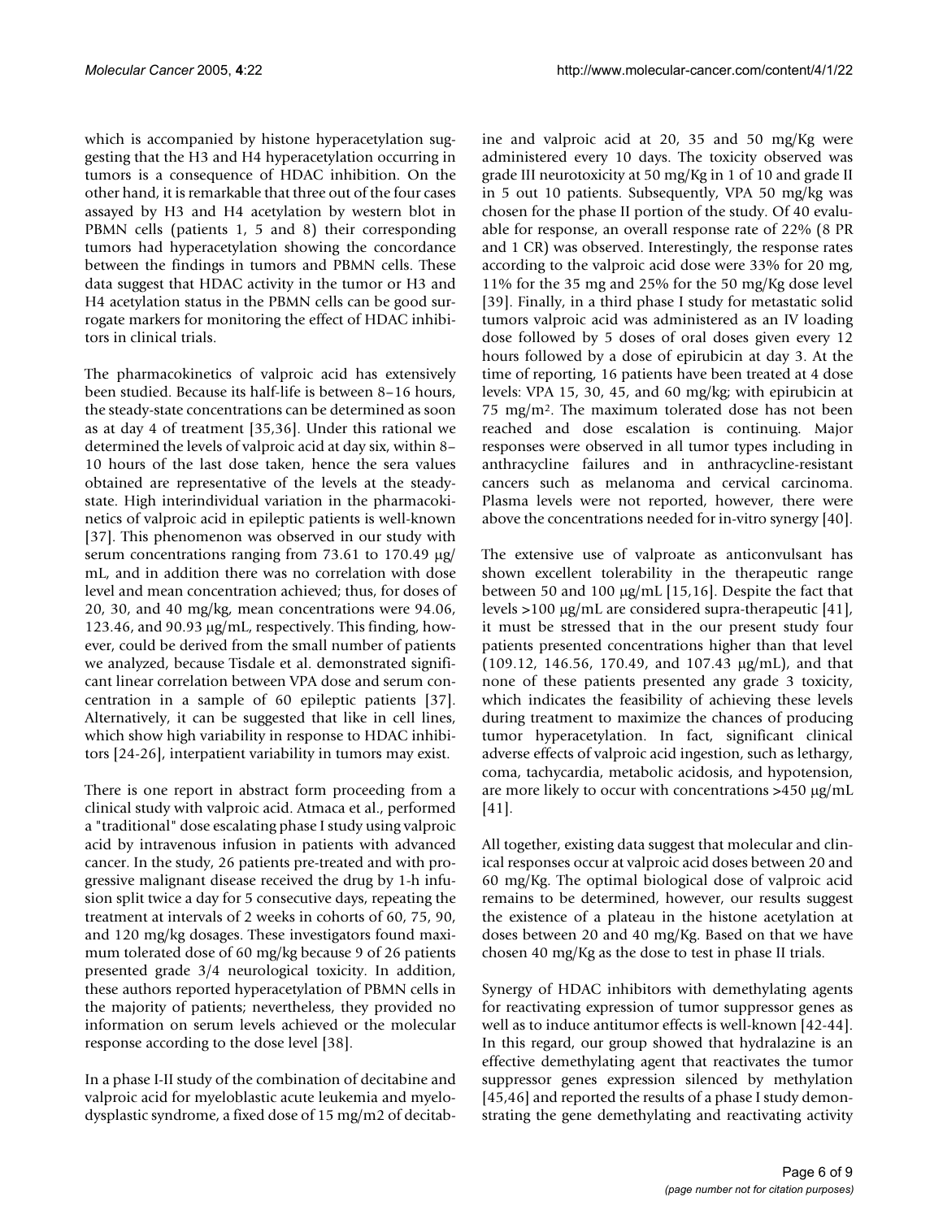which is accompanied by histone hyperacetylation suggesting that the H3 and H4 hyperacetylation occurring in tumors is a consequence of HDAC inhibition. On the other hand, it is remarkable that three out of the four cases assayed by H3 and H4 acetylation by western blot in PBMN cells (patients 1, 5 and 8) their corresponding tumors had hyperacetylation showing the concordance between the findings in tumors and PBMN cells. These data suggest that HDAC activity in the tumor or H3 and H4 acetylation status in the PBMN cells can be good surrogate markers for monitoring the effect of HDAC inhibitors in clinical trials.

The pharmacokinetics of valproic acid has extensively been studied. Because its half-life is between 8–16 hours, the steady-state concentrations can be determined as soon as at day 4 of treatment [35,36]. Under this rational we determined the levels of valproic acid at day six, within 8–10 hours of the last dose taken, hence the sera values obtained are representative of the levels at the steady-state. High interindividual variation in the pharmacokinetics of valproic acid in epileptic patients is well-known [37]. This phenomenon was observed in our study with serum concentrations ranging from 73.61 to 170.49 μg/mL, and in addition there was no correlation with dose level and mean concentration achieved; thus, for doses of 20, 30, and 40 mg/kg, mean concentrations were 94.06, 123.46, and 90.93 μg/mL, respectively. This finding, however, could be derived from the small number of patients we analyzed, because Tisdale et al. demonstrated significant linear correlation between VPA dose and serum concentration in a sample of 60 epileptic patients [37]. Alternatively, it can be suggested that like in cell lines, which show high variability in response to HDAC inhibitors [24-26], interpatient variability in tumors may exist.

There is one report in abstract form proceeding from a clinical study with valproic acid. Atmaca et al., performed a "traditional" dose escalating phase I study using valproic acid by intravenous infusion in patients with advanced cancer. In the study, 26 patients pre-treated and with progressive malignant disease received the drug by 1-h infusion split twice a day for 5 consecutive days, repeating the treatment at intervals of 2 weeks in cohorts of 60, 75, 90, and 120 mg/kg dosages. These investigators found maximum tolerated dose of 60 mg/kg because 9 of 26 patients presented grade 3/4 neurological toxicity. In addition, these authors reported hyperacetylation of PBMN cells in the majority of patients; nevertheless, they provided no information on serum levels achieved or the molecular response according to the dose level [38].

In a phase I-II study of the combination of decitabine and valproic acid for myeloblastic acute leukemia and myelodysplastic syndrome, a fixed dose of 15 mg/m2 of decitabine and valproic acid at 20, 35 and 50 mg/Kg were administered every 10 days. The toxicity observed was grade III neurotoxicity at 50 mg/Kg in 1 of 10 and grade II in 5 out 10 patients. Subsequently, VPA 50 mg/kg was chosen for the phase II portion of the study. Of 40 evaluable for response, an overall response rate of 22% (8 PR and 1 CR) was observed. Interestingly, the response rates according to the valproic acid dose were 33% for 20 mg, 11% for the 35 mg and 25% for the 50 mg/Kg dose level [39]. Finally, in a third phase I study for metastatic solid tumors valproic acid was administered as an IV loading dose followed by 5 doses of oral doses given every 12 hours followed by a dose of epirubicin at day 3. At the time of reporting, 16 patients have been treated at 4 dose levels: VPA 15, 30, 45, and 60 mg/kg; with epirubicin at 75 mg/m$^2$. The maximum tolerated dose has not been reached and dose escalation is continuing. Major responses were observed in all tumor types including in anthracycline failures and in anthracycline-resistant cancers such as melanoma and cervical carcinoma. Plasma levels were not reported, however, there were above the concentrations needed for in-vitro synergy [40].

The extensive use of valproate as anticonvulsant has shown excellent tolerability in the therapeutic range between 50 and 100 μg/mL [15,16]. Despite the fact that levels >100 μg/mL are considered supra-therapeutic [41], it must be stressed that in the our present study four patients presented concentrations higher than that level (109.12, 146.56, 170.49, and 107.43 μg/mL), and that none of these patients presented any grade 3 toxicity, which indicates the feasibility of achieving these levels during treatment to maximize the chances of producing tumor hyperacetylation. In fact, significant clinical adverse effects of valproic acid ingestion, such as lethargy, coma, tachycardia, metabolic acidosis, and hypotension, are more likely to occur with concentrations >450 μg/mL [41].

All together, existing data suggest that molecular and clinical responses occur at valproic acid doses between 20 and 60 mg/Kg. The optimal biological dose of valproic acid remains to be determined, however, our results suggest the existence of a plateau in the histone acetylation at doses between 20 and 40 mg/Kg. Based on that we have chosen 40 mg/Kg as the dose to test in phase II trials.

Synergy of HDAC inhibitors with demethylating agents for reactivating expression of tumor suppressor genes as well as to induce antitumor effects is well-known [42-44]. In this regard, our group showed that hydralazine is an effective demethylating agent that reactivates the tumor suppressor genes expression silenced by methylation [45,46] and reported the results of a phase I study demonstrating the gene demethylating and reactivating activity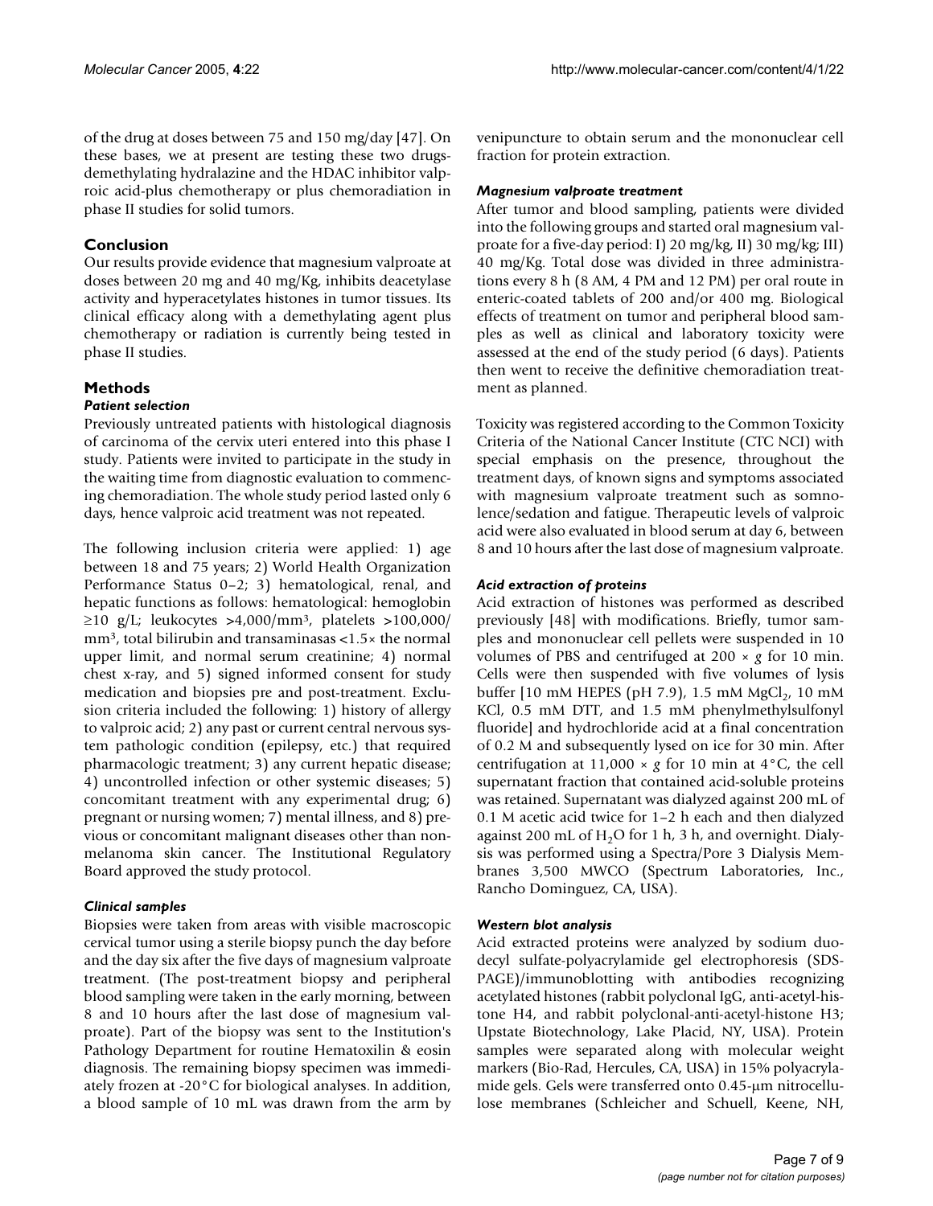of the drug at doses between 75 and 150 mg/day [47]. On these bases, we at present are testing these two drugs-demethylating hydralazine and the HDAC inhibitor valproic acid-plus chemotherapy or plus chemoradiation in phase II studies for solid tumors.

## Conclusion

Our results provide evidence that magnesium valproate at doses between 20 mg and 40 mg/Kg, inhibits deacetylase activity and hyperacetylates histones in tumor tissues. Its clinical efficacy along with a demethylating agent plus chemotherapy or radiation is currently being tested in phase II studies.

## Methods

### *Patient selection*

Previously untreated patients with histological diagnosis of carcinoma of the cervix uteri entered into this phase I study. Patients were invited to participate in the study in the waiting time from diagnostic evaluation to commencing chemoradiation. The whole study period lasted only 6 days, hence valproic acid treatment was not repeated.

The following inclusion criteria were applied: 1) age between 18 and 75 years; 2) World Health Organization Performance Status 0–2; 3) hematological, renal, and hepatic functions as follows: hematological: hemoglobin ≥10 g/L; leukocytes >4,000/mm$^3$, platelets >100,000/mm$^3$, total bilirubin and transaminasas <1.5× the normal upper limit, and normal serum creatinine; 4) normal chest x-ray, and 5) signed informed consent for study medication and biopsies pre and post-treatment. Exclusion criteria included the following: 1) history of allergy to valproic acid; 2) any past or current central nervous system pathologic condition (epilepsy, etc.) that required pharmacologic treatment; 3) any current hepatic disease; 4) uncontrolled infection or other systemic diseases; 5) concomitant treatment with any experimental drug; 6) pregnant or nursing women; 7) mental illness, and 8) previous or concomitant malignant diseases other than non-melanoma skin cancer. The Institutional Regulatory Board approved the study protocol.

### *Clinical samples*

Biopsies were taken from areas with visible macroscopic cervical tumor using a sterile biopsy punch the day before and the day six after the five days of magnesium valproate treatment. (The post-treatment biopsy and peripheral blood sampling were taken in the early morning, between 8 and 10 hours after the last dose of magnesium valproate). Part of the biopsy was sent to the Institution's Pathology Department for routine Hematoxilin & eosin diagnosis. The remaining biopsy specimen was immediately frozen at -20°C for biological analyses. In addition, a blood sample of 10 mL was drawn from the arm by venipuncture to obtain serum and the mononuclear cell fraction for protein extraction.

### *Magnesium valproate treatment*

After tumor and blood sampling, patients were divided into the following groups and started oral magnesium valproate for a five-day period: I) 20 mg/kg, II) 30 mg/kg; III) 40 mg/Kg. Total dose was divided in three administrations every 8 h (8 AM, 4 PM and 12 PM) per oral route in enteric-coated tablets of 200 and/or 400 mg. Biological effects of treatment on tumor and peripheral blood samples as well as clinical and laboratory toxicity were assessed at the end of the study period (6 days). Patients then went to receive the definitive chemoradiation treatment as planned.

Toxicity was registered according to the Common Toxicity Criteria of the National Cancer Institute (CTC NCI) with special emphasis on the presence, throughout the treatment days, of known signs and symptoms associated with magnesium valproate treatment such as somnolence/sedation and fatigue. Therapeutic levels of valproic acid were also evaluated in blood serum at day 6, between 8 and 10 hours after the last dose of magnesium valproate.

### *Acid extraction of proteins*

Acid extraction of histones was performed as described previously [48] with modifications. Briefly, tumor samples and mononuclear cell pellets were suspended in 10 volumes of PBS and centrifuged at 200 × *g* for 10 min. Cells were then suspended with five volumes of lysis buffer [10 mM HEPES (pH 7.9), 1.5 mM $MgCl_2$, 10 mM KCl, 0.5 mM DTT, and 1.5 mM phenylmethylsulfonyl fluoride] and hydrochloride acid at a final concentration of 0.2 M and subsequently lysed on ice for 30 min. After centrifugation at 11,000 × *g* for 10 min at 4°C, the cell supernatant fraction that contained acid-soluble proteins was retained. Supernatant was dialyzed against 200 mL of 0.1 M acetic acid twice for 1–2 h each and then dialyzed against 200 mL of $H_2O$ for 1 h, 3 h, and overnight. Dialysis was performed using a Spectra/Pore 3 Dialysis Membranes 3,500 MWCO (Spectrum Laboratories, Inc., Rancho Dominguez, CA, USA).

### *Western blot analysis*

Acid extracted proteins were analyzed by sodium duodecyl sulfate-polyacrylamide gel electrophoresis (SDS-PAGE)/immunoblotting with antibodies recognizing acetylated histones (rabbit polyclonal IgG, anti-acetyl-histone H4, and rabbit polyclonal-anti-acetyl-histone H3; Upstate Biotechnology, Lake Placid, NY, USA). Protein samples were separated along with molecular weight markers (Bio-Rad, Hercules, CA, USA) in 15% polyacrylamide gels. Gels were transferred onto 0.45-μm nitrocellulose membranes (Schleicher and Schuell, Keene, NH,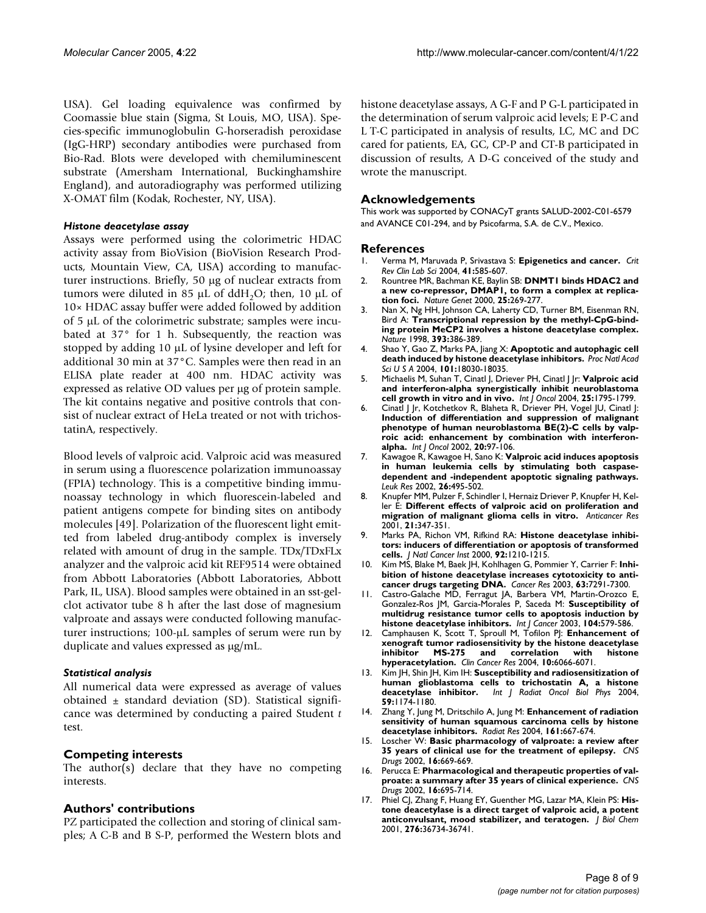USA). Gel loading equivalence was confirmed by Coomassie blue stain (Sigma, St Louis, MO, USA). Species-specific immunoglobulin G-horseradish peroxidase (IgG-HRP) secondary antibodies were purchased from Bio-Rad. Blots were developed with chemiluminescent substrate (Amersham International, Buckinghamshire England), and autoradiography was performed utilizing X-OMAT film (Kodak, Rochester, NY, USA).

#### *Histone deacetylase assay*

Assays were performed using the colorimetric HDAC activity assay from BioVision (BioVision Research Products, Mountain View, CA, USA) according to manufacturer instructions. Briefly, 50 μg of nuclear extracts from tumors were diluted in 85 μL of $ddH_2O$; then, 10 μL of 10× HDAC assay buffer were added followed by addition of 5 μL of the colorimetric substrate; samples were incubated at 37° for 1 h. Subsequently, the reaction was stopped by adding 10 μL of lysine developer and left for additional 30 min at 37°C. Samples were then read in an ELISA plate reader at 400 nm. HDAC activity was expressed as relative OD values per μg of protein sample. The kit contains negative and positive controls that consist of nuclear extract of HeLa treated or not with trichostatinA, respectively.

Blood levels of valproic acid. Valproic acid was measured in serum using a fluorescence polarization immunoassay (FPIA) technology. This is a competitive binding immunoassay technology in which fluorescein-labeled and patient antigens compete for binding sites on antibody molecules [49]. Polarization of the fluorescent light emitted from labeled drug-antibody complex is inversely related with amount of drug in the sample. TDx/TDxFLx analyzer and the valproic acid kit REF9514 were obtained from Abbott Laboratories (Abbott Laboratories, Abbott Park, IL, USA). Blood samples were obtained in an sst-gel-clot activator tube 8 h after the last dose of magnesium valproate and assays were conducted following manufacturer instructions; 100-μL samples of serum were run by duplicate and values expressed as μg/mL.

#### *Statistical analysis*

All numerical data were expressed as average of values obtained ± standard deviation (SD). Statistical significance was determined by conducting a paired Student *t* test.

## Competing interests

The author(s) declare that they have no competing interests.

## Authors' contributions

PZ participated the collection and storing of clinical samples; A C-B and B S-P, performed the Western blots and histone deacetylase assays, A G-F and P G-L participated in the determination of serum valproic acid levels; E P-C and L T-C participated in analysis of results, LC, MC and DC cared for patients, EA, GC, CP-P and CT-B participated in discussion of results, A D-G conceived of the study and wrote the manuscript.

## Acknowledgements

This work was supported by CONACyT grants SALUD-2002-C01-6579 and AVANCE C01-294, and by Psicofarma, S.A. de C.V., Mexico.

## References

1. Verma M, Maruvada P, Srivastava S: **Epigenetics and cancer.** *Crit Rev Clin Lab Sci* 2004, **41:**585-607.
2. Rountree MR, Bachman KE, Baylin SB: **DNMT1 binds HDAC2 and a new co-repressor, DMAP1, to form a complex at replication foci.** *Nature Genet* 2000, **25:**269-277.
3. Nan X, Ng HH, Johnson CA, Laherty CD, Turner BM, Eisenman RN, Bird A: **Transcriptional repression by the methyl-CpG-binding protein MeCP2 involves a histone deacetylase complex.** *Nature* 1998, **393:**386-389.
4. Shao Y, Gao Z, Marks PA, Jiang X: **Apoptotic and autophagic cell death induced by histone deacetylase inhibitors.** *Proc Natl Acad Sci U S A* 2004, **101:**18030-18035.
5. Michaelis M, Suhan T, Cinatl J, Driever PH, Cinatl J Jr: **Valproic acid and interferon-alpha synergistically inhibit neuroblastoma cell growth in vitro and in vivo.** *Int J Oncol* 2004, **25:**1795-1799.
6. Cinatl J Jr, Kotchetkov R, Blaheta R, Driever PH, Vogel JU, Cinatl J: **Induction of differentiation and suppression of malignant phenotype of human neuroblastoma BE(2)-C cells by valproic acid: enhancement by combination with interferon-alpha.** *Int J Oncol* 2002, **20:**97-106.
7. Kawagoe R, Kawagoe H, Sano K: **Valproic acid induces apoptosis in human leukemia cells by stimulating both caspase-dependent and -independent apoptotic signaling pathways.** *Leuk Res* 2002, **26:**495-502.
8. Knupfer MM, Pulzer F, Schindler I, Hernaiz Driever P, Knupfer H, Keller E: **Different effects of valproic acid on proliferation and migration of malignant glioma cells in vitro.** *Anticancer Res* 2001, **21:**347-351.
9. Marks PA, Richon VM, Rifkind RA: **Histone deacetylase inhibitors: inducers of differentiation or apoptosis of transformed cells.** *J Natl Cancer Inst* 2000, **92:**1210-1215.
10. Kim MS, Blake M, Baek JH, Kohlhagen G, Pommier Y, Carrier F: **Inhibition of histone deacetylase increases cytotoxicity to anticancer drugs targeting DNA.** *Cancer Res* 2003, **63:**7291-7300.
11. Castro-Galache MD, Ferragut JA, Barbera VM, Martin-Orozco E, Gonzalez-Ros JM, Garcia-Morales P, Saceda M: **Susceptibility of multidrug resistance tumor cells to apoptosis induction by histone deacetylase inhibitors.** *Int J Cancer* 2003, **104:**579-586.
12. Camphausen K, Scott T, Sproull M, Tofilon PJ: **Enhancement of xenograft tumor radiosensitivity by the histone deacetylase inhibitor MS-275 and correlation with histone hyperacetylation.** *Clin Cancer Res* 2004, **10:**6066-6071.
13. Kim JH, Shin JH, Kim IH: **Susceptibility and radiosensitization of human glioblastoma cells to trichostatin A, a histone deacetylase inhibitor.** *Int J Radiat Oncol Biol Phys* 2004, **59:**1174-1180.
14. Zhang Y, Jung M, Dritschilo A, Jung M: **Enhancement of radiation sensitivity of human squamous carcinoma cells by histone deacetylase inhibitors.** *Radiat Res* 2004, **161:**667-674.
15. Loscher W: **Basic pharmacology of valproate: a review after 35 years of clinical use for the treatment of epilepsy.** *CNS Drugs* 2002, **16:**669-669.
16. Perucca E: **Pharmacological and therapeutic properties of valproate: a summary after 35 years of clinical experience.** *CNS Drugs* 2002, **16:**695-714.
17. Phiel CJ, Zhang F, Huang EY, Guenther MG, Lazar MA, Klein PS: **Histone deacetylase is a direct target of valproic acid, a potent anticonvulsant, mood stabilizer, and teratogen.** *J Biol Chem* 2001, **276:**36734-36741.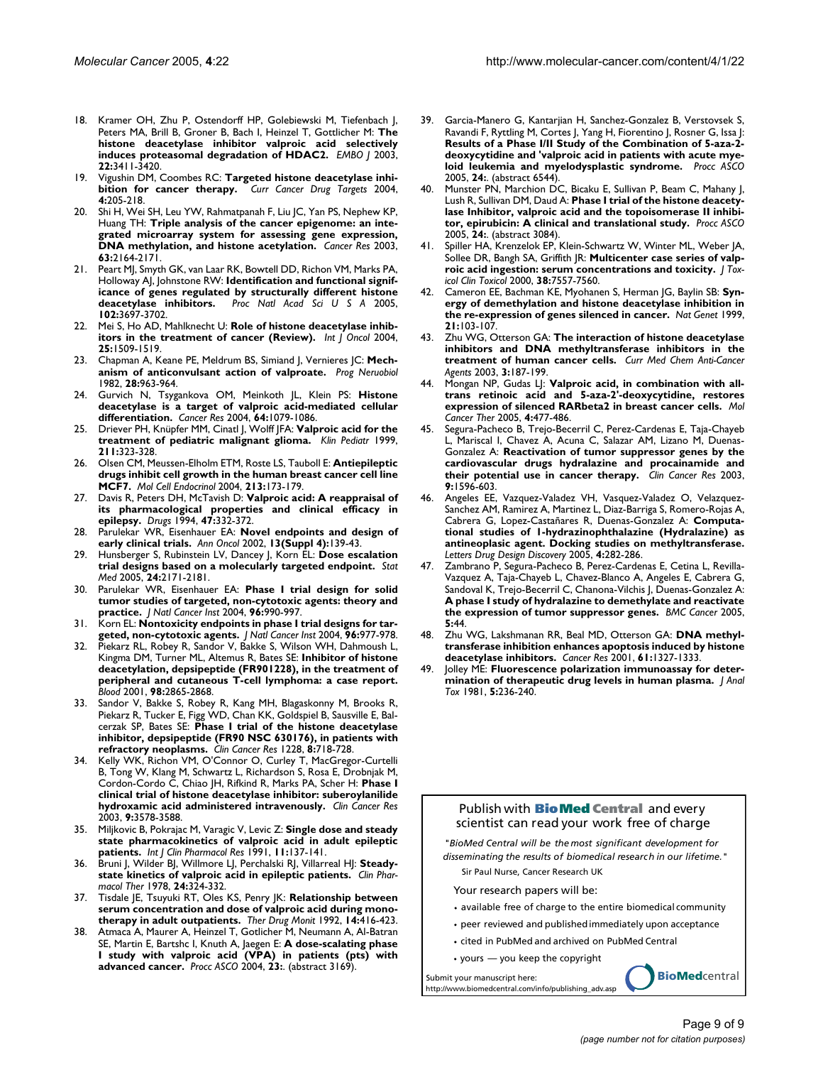18. Kramer OH, Zhu P, Ostendorff HP, Golebiewski M, Tiefenbach J, Peters MA, Brill B, Groner B, Bach I, Heinzel T, Gottlicher M: **The histone deacetylase inhibitor valproic acid selectively induces proteasomal degradation of HDAC2.** *EMBO J* 2003, **22:**3411-3420.
19. Vigushin DM, Coombes RC: **Targeted histone deacetylase inhibition for cancer therapy.** *Curr Cancer Drug Targets* 2004, **4:**205-218.
20. Shi H, Wei SH, Leu YW, Rahmatpanah F, Liu JC, Yan PS, Nephew KP, Huang TH: **Triple analysis of the cancer epigenome: an integrated microarray system for assessing gene expression, DNA methylation, and histone acetylation.** *Cancer Res* 2003, **63:**2164-2171.
21. Peart MJ, Smyth GK, van Laar RK, Bowtell DD, Richon VM, Marks PA, Holloway AJ, Johnstone RW: **Identification and functional significance of genes regulated by structurally different histone deacetylase inhibitors.** *Proc Natl Acad Sci U S A* 2005, **102:**3697-3702.
22. Mei S, Ho AD, Mahlknecht U: **Role of histone deacetylase inhibitors in the treatment of cancer (Review).** *Int J Oncol* 2004, **25:**1509-1519.
23. Chapman A, Keane PE, Meldrum BS, Simiand J, Vernieres JC: **Mechanism of anticonvulsant action of valproate.** *Prog Neruobiol* 1982, **28:**963-964.
24. Gurvich N, Tsygankova OM, Meinkoth JL, Klein PS: **Histone deacetylase is a target of valproic acid-mediated cellular differentiation.** *Cancer Res* 2004, **64:**1079-1086.
25. Driever PH, Knüpfer MM, Cinatl J, Wolff JFA: **Valproic acid for the treatment of pediatric malignant glioma.** *Klin Pediatr* 1999, **211:**323-328.
26. Olsen CM, Meussen-Elholm ETM, Roste LS, Tauboll E: **Antiepileptic drugs inhibit cell growth in the human breast cancer cell line MCF7.** *Mol Cell Endocrinol* 2004, **213:**173-179.
27. Davis R, Peters DH, McTavish D: **Valproic acid: A reappraisal of its pharmacological properties and clinical efficacy in epilepsy.** *Drugs* 1994, **47:**332-372.
28. Parulekar WR, Eisenhauer EA: **Novel endpoints and design of early clinical trials.** *Ann Oncol* 2002, **13(Suppl 4):**139-43.
29. Hunsberger S, Rubinstein LV, Dancey J, Korn EL: **Dose escalation trial designs based on a molecularly targeted endpoint.** *Stat Med* 2005, **24:**2171-2181.
30. Parulekar WR, Eisenhauer EA: **Phase I trial design for solid tumor studies of targeted, non-cytotoxic agents: theory and practice.** *J Natl Cancer Inst* 2004, **96:**990-997.
31. Korn EL: **Nontoxicity endpoints in phase I trial designs for targeted, non-cytotoxic agents.** *J Natl Cancer Inst* 2004, **96:**977-978.
32. Piekarz RL, Robey R, Sandor V, Bakke S, Wilson WH, Dahmoush L, Kingma DM, Turner ML, Altemus R, Bates SE: **Inhibitor of histone deacetylation, depsipeptide (FR901228), in the treatment of peripheral and cutaneous T-cell lymphoma: a case report.** *Blood* 2001, **98:**2865-2868.
33. Sandor V, Bakke S, Robey R, Kang MH, Blagaskonny M, Brooks R, Piekarz R, Tucker E, Figg WD, Chan KK, Goldspiel B, Sausville E, Balcerzak SP, Bates SE: **Phase I trial of the histone deacetylase inhibitor, depsipeptide (FR90 NSC 630176), in patients with refractory neoplasms.** *Clin Cancer Res* 1228, **8:**718-728.
34. Kelly WK, Richon VM, O'Connor O, Curley T, MacGregor-Curtelli B, Tong W, Klang M, Schwartz L, Richardson S, Rosa E, Drobnjak M, Cordon-Cordo C, Chiao JH, Rifkind R, Marks PA, Scher H: **Phase I clinical trial of histone deacetylase inhibitor: suberoylanilide hydroxamic acid administered intravenously.** *Clin Cancer Res* 2003, **9:**3578-3588.
35. Miljkovic B, Pokrajac M, Varagic V, Levic Z: **Single dose and steady state pharmacokinetics of valproic acid in adult epileptic patients.** *Int J Clin Pharmacol Res* 1991, **11:**137-141.
36. Bruni J, Wilder BJ, Willmore LJ, Perchalski RJ, Villarreal HJ: **Steady-state kinetics of valproic acid in epileptic patients.** *Clin Pharmacol Ther* 1978, **24:**324-332.
37. Tisdale JE, Tsuyuki RT, Oles KS, Penry JK: **Relationship between serum concentration and dose of valproic acid during monotherapy in adult outpatients.** *Ther Drug Monit* 1992, **14:**416-423.
38. Atmaca A, Maurer A, Heinzel T, Gotlicher M, Neumann A, Al-Batran SE, Martin E, Bartshc I, Knuth A, Jaegen E: **A dose-scalating phase I study with valproic acid (VPA) in patients (pts) with advanced cancer.** *Procc ASCO* 2004, **23:**. (abstract 3169).
39. Garcia-Manero G, Kantarjian H, Sanchez-Gonzalez B, Verstovsek S, Ravandi F, Rytting M, Cortes J, Yang H, Fiorentino J, Rosner G, Issa J: **Results of a Phase I/II Study of the Combination of 5-aza-2-deoxycytidine and 'valproic acid in patients with acute myeloid leukemia and myelodysplastic syndrome.** *Procc ASCO* 2005, **24:**. (abstract 6544).
40. Munster PN, Marchion DC, Bicaku E, Sullivan P, Beam C, Mahany J, Lush R, Sullivan DM, Daud A: **Phase I trial of the histone deacetylase Inhibitor, valproic acid and the topoisomerase II inhibitor, epirubicin: A clinical and translational study.** *Procc ASCO* 2005, **24:**. (abstract 3084).
41. Spiller HA, Krenzelok EP, Klein-Schwartz W, Winter ML, Weber JA, Sollee DR, Bangh SA, Griffith JR: **Multicenter case series of valproic acid ingestion: serum concentrations and toxicity.** *J Toxicol Clin Toxicol* 2000, **38:**7557-7560.
42. Cameron EE, Bachman KE, Myohanen S, Herman JG, Baylin SB: **Synergy of demethylation and histone deacetylase inhibition in the re-expression of genes silenced in cancer.** *Nat Genet* 1999, **21:**103-107.
43. Zhu WG, Otterson GA: **The interaction of histone deacetylase inhibitors and DNA methyltransferase inhibitors in the treatment of human cancer cells.** *Curr Med Chem Anti-Cancer Agents* 2003, **3:**187-199.
44. Mongan NP, Gudas LJ: **Valproic acid, in combination with all-trans retinoic acid and 5-aza-2'-deoxycytidine, restores expression of silenced RARbeta2 in breast cancer cells.** *Mol Cancer Ther* 2005, **4:**477-486.
45. Segura-Pacheco B, Trejo-Becerril C, Perez-Cardenas E, Taja-Chayeb L, Mariscal I, Chavez A, Acuna C, Salazar AM, Lizano M, Duenas-Gonzalez A: **Reactivation of tumor suppressor genes by the cardiovascular drugs hydralazine and procainamide and their potential use in cancer therapy.** *Clin Cancer Res* 2003, **9:**1596-603.
46. Angeles EE, Vazquez-Valadez VH, Vasquez-Valadez O, Velazquez-Sanchez AM, Ramirez A, Martinez L, Diaz-Barriga S, Romero-Rojas A, Cabrera G, Lopez-Castañares R, Duenas-Gonzalez A: **Computational studies of 1-hydrazinophthalazine (Hydralazine) as antineoplastic agent. Docking studies on methyltransferase.** *Letters Drug Design Discovery* 2005, **4:**282-286.
47. Zambrano P, Segura-Pacheco B, Perez-Cardenas E, Cetina L, Revilla-Vazquez A, Taja-Chayeb L, Chavez-Blanco A, Angeles E, Cabrera G, Sandoval K, Trejo-Becerril C, Chanona-Vilchis J, Duenas-Gonzalez A: **A phase I study of hydralazine to demethylate and reactivate the expression of tumor suppressor genes.** *BMC Cancer* 2005, **5:**44.
48. Zhu WG, Lakshmanan RR, Beal MD, Otterson GA: **DNA methyltransferase inhibition enhances apoptosis induced by histone deacetylase inhibitors.** *Cancer Res* 2001, **61:**1327-1333.
49. Jolley ME: **Fluorescence polarization immunoassay for determination of therapeutic drug levels in human plasma.** *J Anal Tox* 1981, **5:**236-240.

Publish with **BioMed Central** and every scientist can read your work free of charge

*"BioMed Central will be the most significant development for disseminating the results of biomedical research in our lifetime."*

Sir Paul Nurse, Cancer Research UK

Your research papers will be:

- available free of charge to the entire biomedical community
- peer reviewed and published immediately upon acceptance
- cited in PubMed and archived on PubMed Central
- yours — you keep the copyright

Submit your manuscript here:
http://www.biomedcentral.com/info/publishing_adv.asp

BioMedcentral